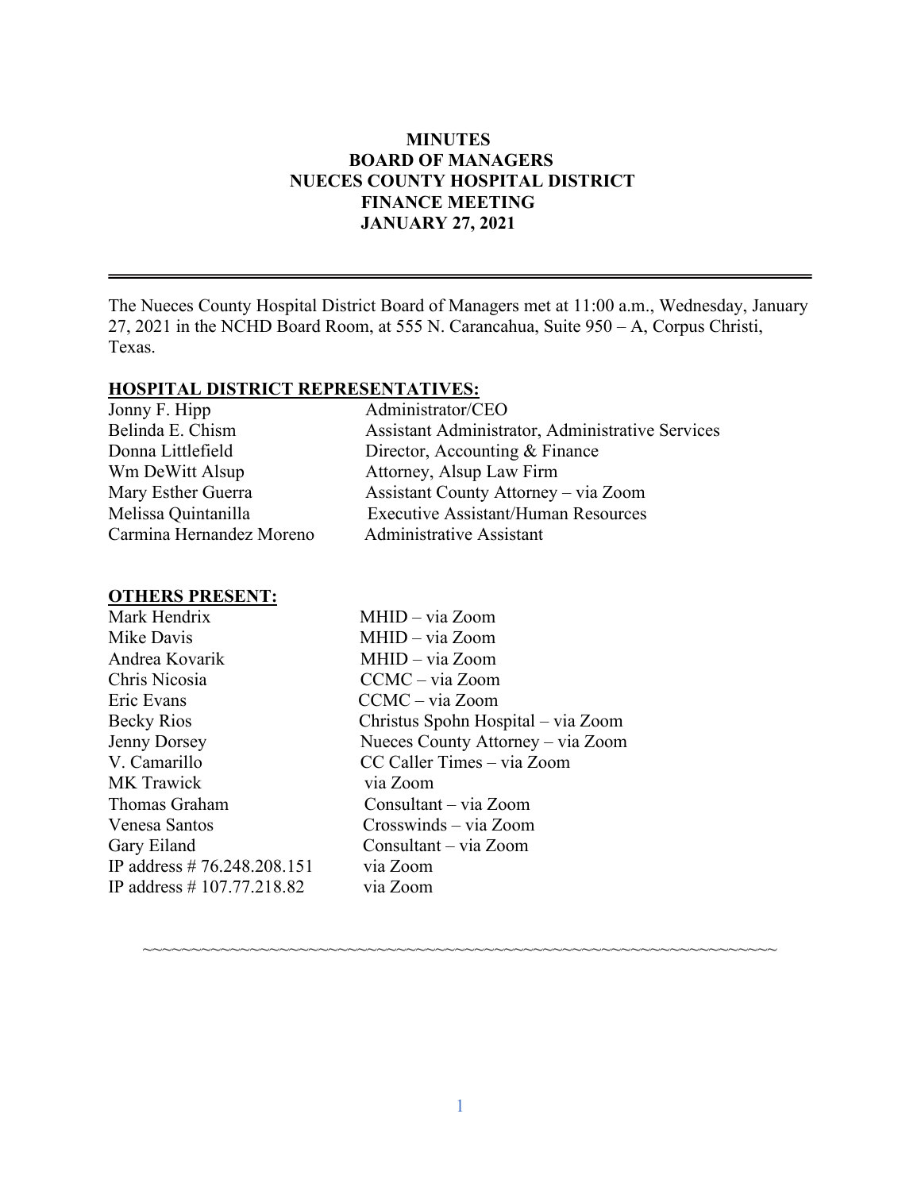# MINUTES
## BOARD OF MANAGERS
## NUECES COUNTY HOSPITAL DISTRICT
## FINANCE MEETING
## JANUARY 27, 2021

---

The Nueces County Hospital District Board of Managers met at 11:00 a.m., Wednesday, January 27, 2021 in the NCHD Board Room, at 555 N. Carancahua, Suite 950 – A, Corpus Christi, Texas.

**HOSPITAL DISTRICT REPRESENTATIVES:**

| | |
|---|---|
| Jonny F. Hipp | Administrator/CEO |
| Belinda E. Chism | Assistant Administrator, Administrative Services |
| Donna Littlefield | Director, Accounting & Finance |
| Wm DeWitt Alsup | Attorney, Alsup Law Firm |
| Mary Esther Guerra | Assistant County Attorney – via Zoom |
| Melissa Quintanilla | Executive Assistant/Human Resources |
| Carmina Hernandez Moreno | Administrative Assistant |

**OTHERS PRESENT:**

| | |
|---|---|
| Mark Hendrix | MHID – via Zoom |
| Mike Davis | MHID – via Zoom |
| Andrea Kovarik | MHID – via Zoom |
| Chris Nicosia | CCMC – via Zoom |
| Eric Evans | CCMC – via Zoom |
| Becky Rios | Christus Spohn Hospital – via Zoom |
| Jenny Dorsey | Nueces County Attorney – via Zoom |
| V. Camarillo | CC Caller Times – via Zoom |
| MK Trawick | via Zoom |
| Thomas Graham | Consultant – via Zoom |
| Venesa Santos | Crosswinds – via Zoom |
| Gary Eiland | Consultant – via Zoom |
| IP address # 76.248.208.151 | via Zoom |
| IP address # 107.77.218.82 | via Zoom |

~~~~~~~~~~~~~~~~~~~~~~~~~~~~~~~~~~~~~~~~~~~~~~~~~~~~~~~~~~~~~~~~~~~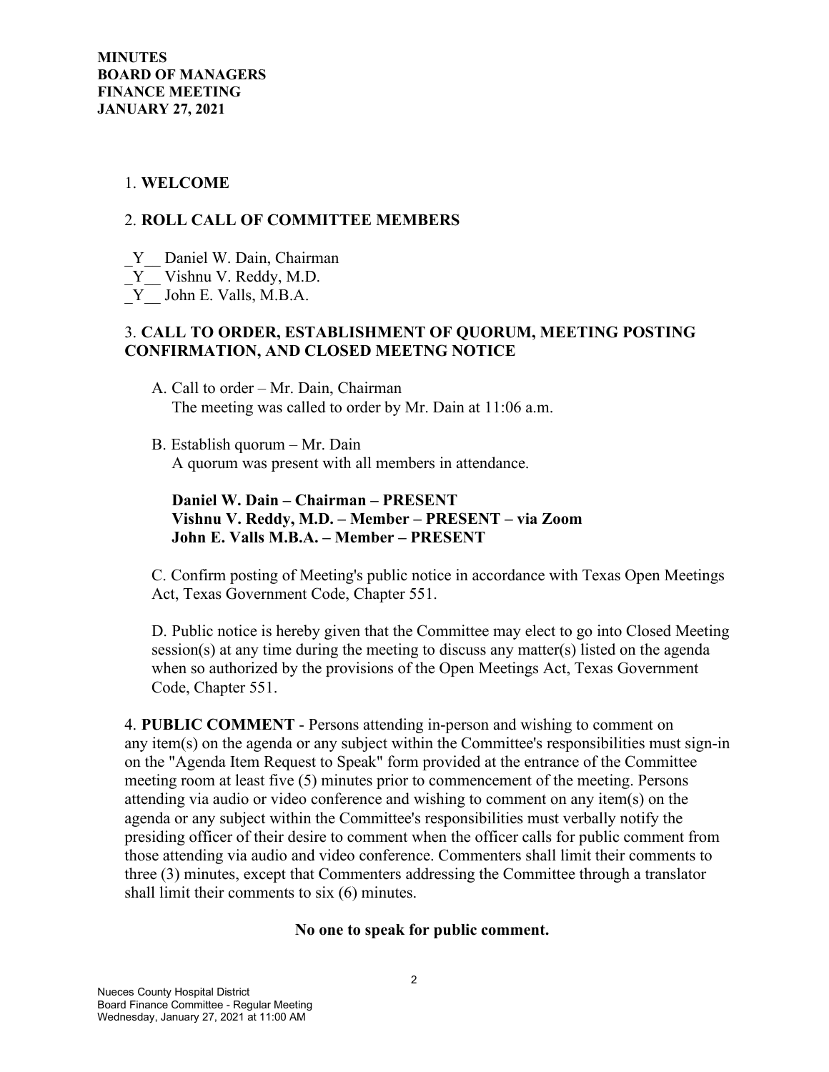**MINUTES**
**BOARD OF MANAGERS**
**FINANCE MEETING**
**JANUARY 27, 2021**

1. **WELCOME**

2. **ROLL CALL OF COMMITTEE MEMBERS**

_Y__ Daniel W. Dain, Chairman
_Y__ Vishnu V. Reddy, M.D.
_Y__ John E. Valls, M.B.A.

3. **CALL TO ORDER, ESTABLISHMENT OF QUORUM, MEETING POSTING CONFIRMATION, AND CLOSED MEETNG NOTICE**

A. Call to order – Mr. Dain, Chairman
The meeting was called to order by Mr. Dain at 11:06 a.m.

B. Establish quorum – Mr. Dain
A quorum was present with all members in attendance.

**Daniel W. Dain – Chairman – PRESENT**
**Vishnu V. Reddy, M.D. – Member – PRESENT – via Zoom**
**John E. Valls M.B.A. – Member – PRESENT**

C. Confirm posting of Meeting's public notice in accordance with Texas Open Meetings Act, Texas Government Code, Chapter 551.

D. Public notice is hereby given that the Committee may elect to go into Closed Meeting session(s) at any time during the meeting to discuss any matter(s) listed on the agenda when so authorized by the provisions of the Open Meetings Act, Texas Government Code, Chapter 551.

4. **PUBLIC COMMENT** - Persons attending in-person and wishing to comment on any item(s) on the agenda or any subject within the Committee's responsibilities must sign-in on the "Agenda Item Request to Speak" form provided at the entrance of the Committee meeting room at least five (5) minutes prior to commencement of the meeting. Persons attending via audio or video conference and wishing to comment on any item(s) on the agenda or any subject within the Committee's responsibilities must verbally notify the presiding officer of their desire to comment when the officer calls for public comment from those attending via audio and video conference. Commenters shall limit their comments to three (3) minutes, except that Commenters addressing the Committee through a translator shall limit their comments to six (6) minutes.

**No one to speak for public comment.**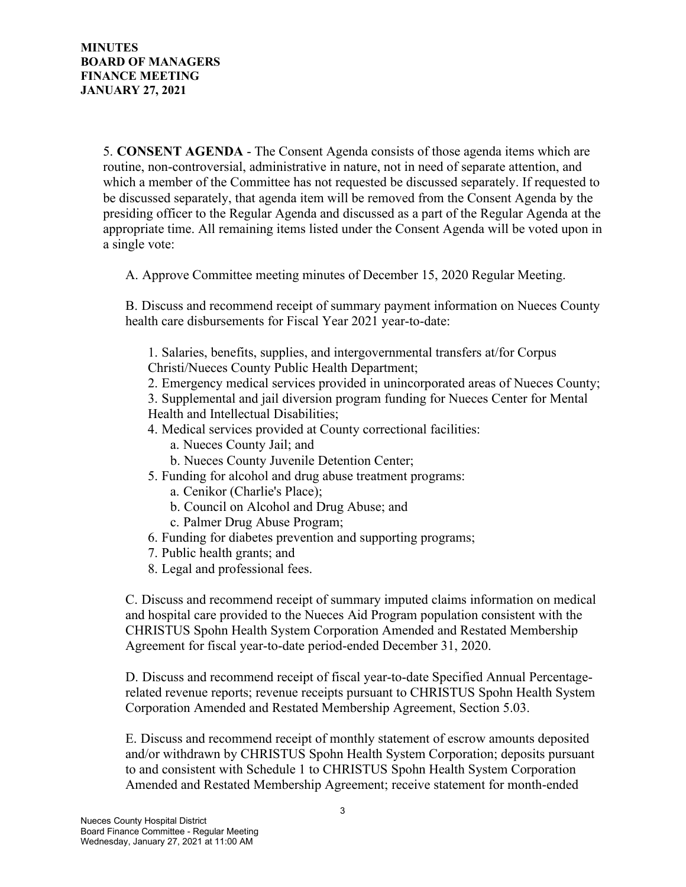5. **CONSENT AGENDA** - The Consent Agenda consists of those agenda items which are routine, non-controversial, administrative in nature, not in need of separate attention, and which a member of the Committee has not requested be discussed separately. If requested to be discussed separately, that agenda item will be removed from the Consent Agenda by the presiding officer to the Regular Agenda and discussed as a part of the Regular Agenda at the appropriate time. All remaining items listed under the Consent Agenda will be voted upon in a single vote:

A. Approve Committee meeting minutes of December 15, 2020 Regular Meeting.

B. Discuss and recommend receipt of summary payment information on Nueces County health care disbursements for Fiscal Year 2021 year-to-date:

1. Salaries, benefits, supplies, and intergovernmental transfers at/for Corpus Christi/Nueces County Public Health Department;
2. Emergency medical services provided in unincorporated areas of Nueces County;
3. Supplemental and jail diversion program funding for Nueces Center for Mental Health and Intellectual Disabilities;
4. Medical services provided at County correctional facilities:
   a. Nueces County Jail; and
   b. Nueces County Juvenile Detention Center;
5. Funding for alcohol and drug abuse treatment programs:
   a. Cenikor (Charlie's Place);
   b. Council on Alcohol and Drug Abuse; and
   c. Palmer Drug Abuse Program;
6. Funding for diabetes prevention and supporting programs;
7. Public health grants; and
8. Legal and professional fees.

C. Discuss and recommend receipt of summary imputed claims information on medical and hospital care provided to the Nueces Aid Program population consistent with the CHRISTUS Spohn Health System Corporation Amended and Restated Membership Agreement for fiscal year-to-date period-ended December 31, 2020.

D. Discuss and recommend receipt of fiscal year-to-date Specified Annual Percentage-related revenue reports; revenue receipts pursuant to CHRISTUS Spohn Health System Corporation Amended and Restated Membership Agreement, Section 5.03.

E. Discuss and recommend receipt of monthly statement of escrow amounts deposited and/or withdrawn by CHRISTUS Spohn Health System Corporation; deposits pursuant to and consistent with Schedule 1 to CHRISTUS Spohn Health System Corporation Amended and Restated Membership Agreement; receive statement for month-ended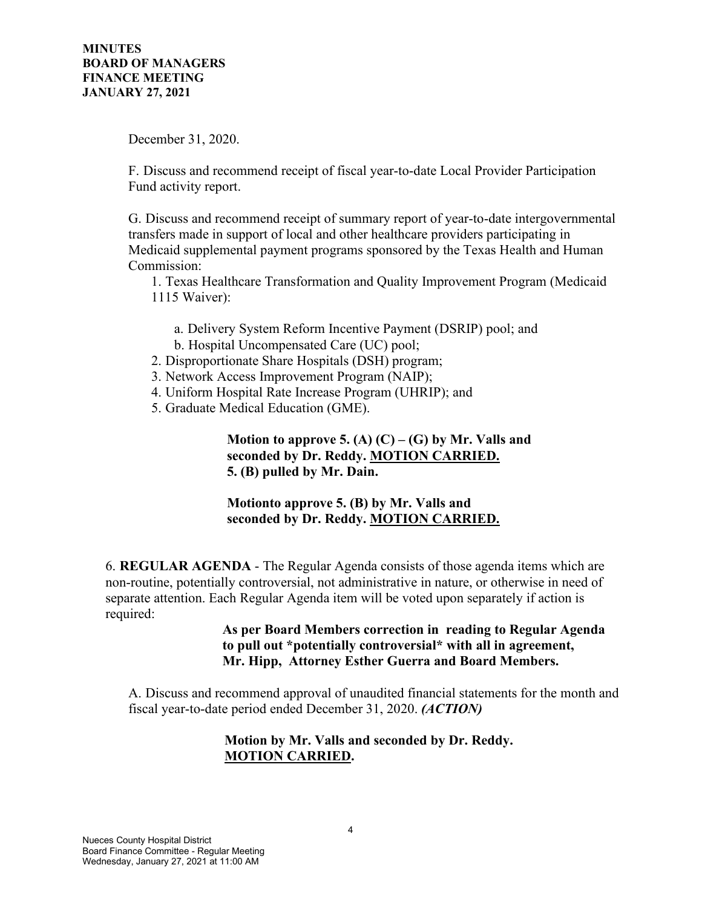December 31, 2020.

F. Discuss and recommend receipt of fiscal year-to-date Local Provider Participation Fund activity report.

G. Discuss and recommend receipt of summary report of year-to-date intergovernmental transfers made in support of local and other healthcare providers participating in Medicaid supplemental payment programs sponsored by the Texas Health and Human Commission:

1. Texas Healthcare Transformation and Quality Improvement Program (Medicaid 1115 Waiver):
   a. Delivery System Reform Incentive Payment (DSRIP) pool; and
   b. Hospital Uncompensated Care (UC) pool;
2. Disproportionate Share Hospitals (DSH) program;
3. Network Access Improvement Program (NAIP);
4. Uniform Hospital Rate Increase Program (UHRIP); and
5. Graduate Medical Education (GME).

**Motion to approve 5. (A) (C) – (G) by Mr. Valls and seconded by Dr. Reddy. <u>MOTION CARRIED.</u>**
**5. (B) pulled by Mr. Dain.**

**Motionto approve 5. (B) by Mr. Valls and seconded by Dr. Reddy. <u>MOTION CARRIED.</u>**

6. **REGULAR AGENDA** - The Regular Agenda consists of those agenda items which are non-routine, potentially controversial, not administrative in nature, or otherwise in need of separate attention. Each Regular Agenda item will be voted upon separately if action is required:

**As per Board Members correction in reading to Regular Agenda to pull out *potentially controversial* with all in agreement, Mr. Hipp, Attorney Esther Guerra and Board Members.**

A. Discuss and recommend approval of unaudited financial statements for the month and fiscal year-to-date period ended December 31, 2020. ***(ACTION)***

**Motion by Mr. Valls and seconded by Dr. Reddy. <u>MOTION CARRIED</u>.**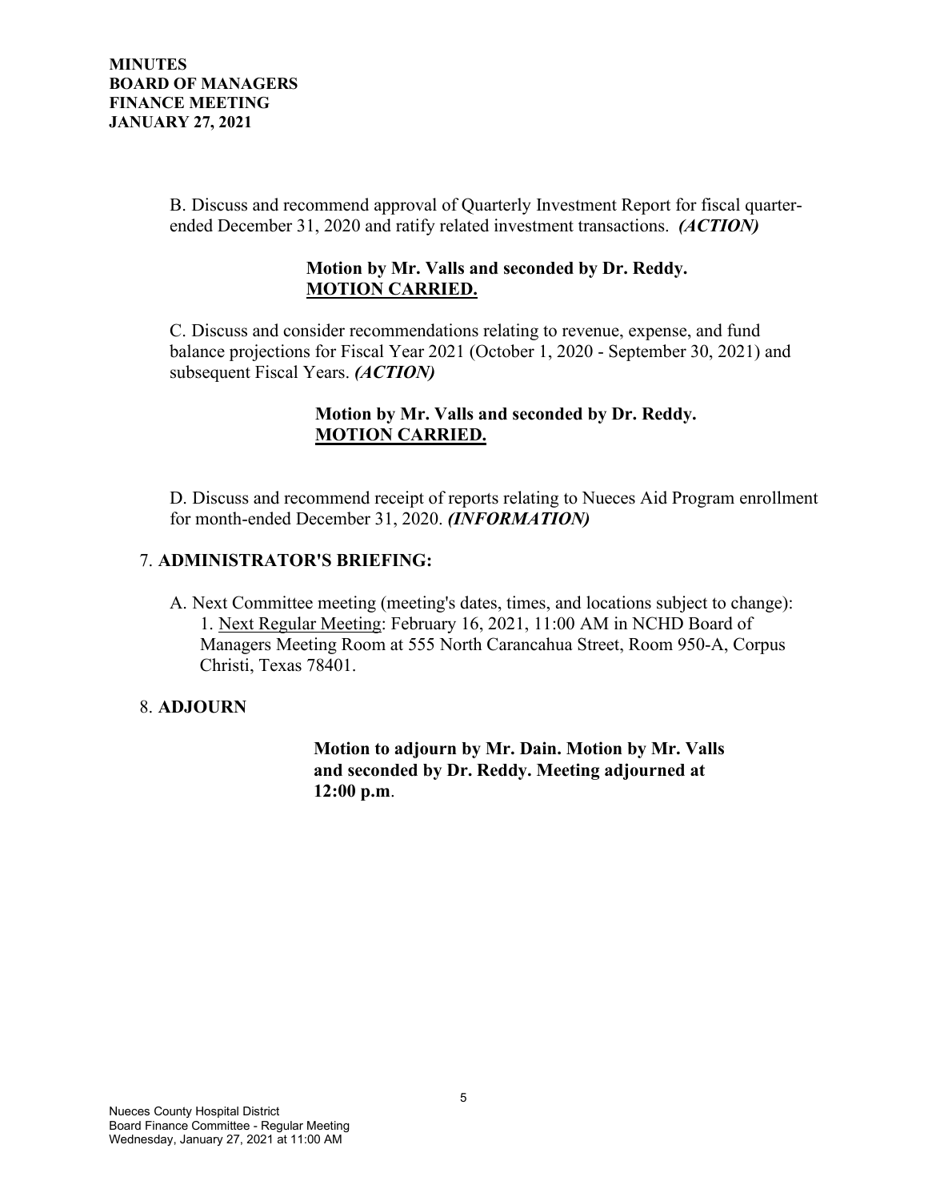B. Discuss and recommend approval of Quarterly Investment Report for fiscal quarter-ended December 31, 2020 and ratify related investment transactions. ***(ACTION)***

**Motion by Mr. Valls and seconded by Dr. Reddy.**
**MOTION CARRIED.**

C. Discuss and consider recommendations relating to revenue, expense, and fund balance projections for Fiscal Year 2021 (October 1, 2020 - September 30, 2021) and subsequent Fiscal Years. ***(ACTION)***

**Motion by Mr. Valls and seconded by Dr. Reddy.**
**MOTION CARRIED.**

D. Discuss and recommend receipt of reports relating to Nueces Aid Program enrollment for month-ended December 31, 2020. ***(INFORMATION)***

7. **ADMINISTRATOR'S BRIEFING:**

A. Next Committee meeting (meeting's dates, times, and locations subject to change):
1. Next Regular Meeting: February 16, 2021, 11:00 AM in NCHD Board of Managers Meeting Room at 555 North Carancahua Street, Room 950-A, Corpus Christi, Texas 78401.

8. **ADJOURN**

**Motion to adjourn by Mr. Dain. Motion by Mr. Valls and seconded by Dr. Reddy. Meeting adjourned at 12:00 p.m**.